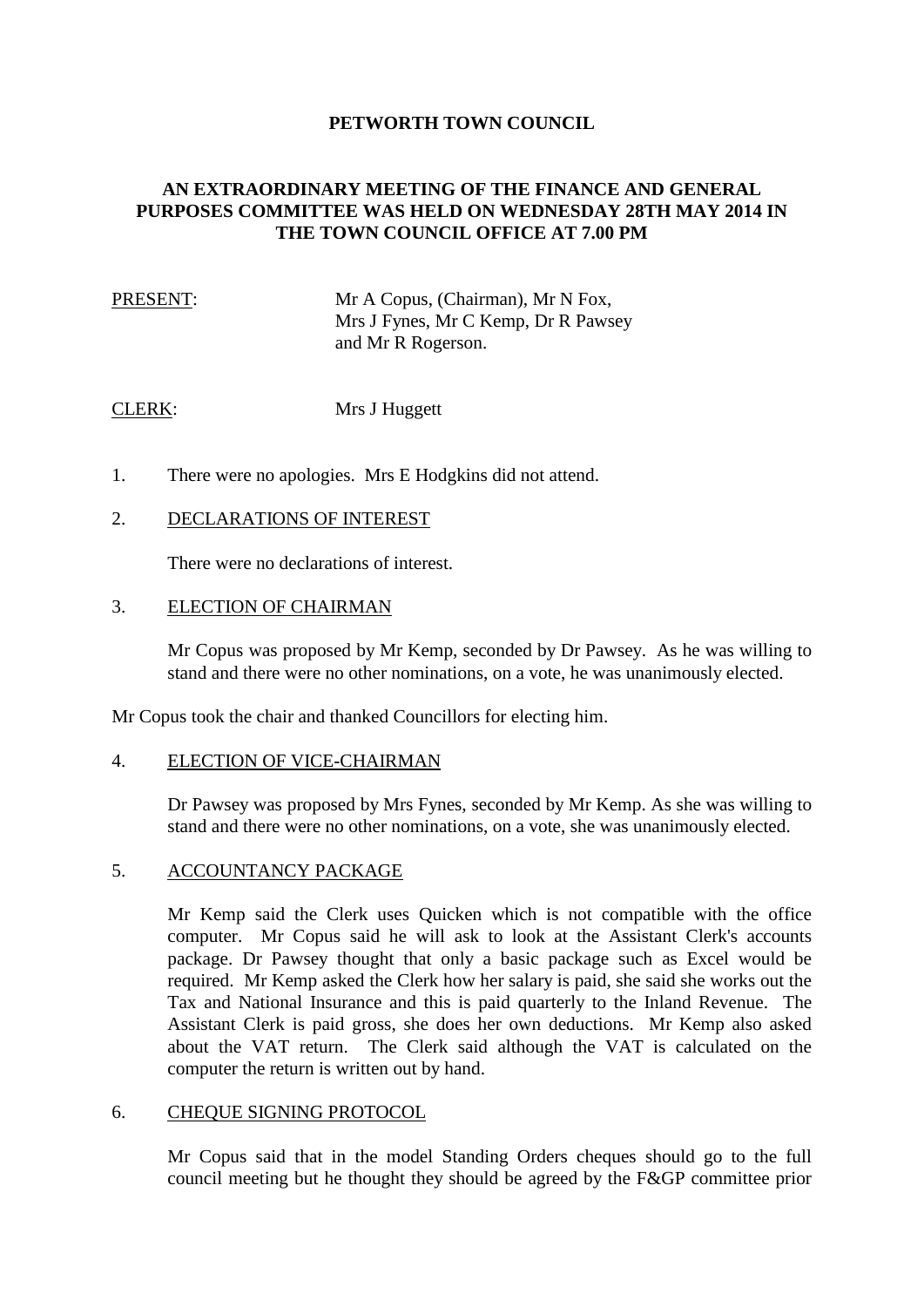# PETWORTH TOWN COUNCIL

## AN EXTRAORDINARY MEETING OF THE FINANCE AND GENERAL PURPOSES COMMITTEE WAS HELD ON WEDNESDAY 28TH MAY 2014 IN THE TOWN COUNCIL OFFICE AT 7.00 PM

PRESENT: Mr A Copus, (Chairman), Mr N Fox, Mrs J Fynes, Mr C Kemp, Dr R Pawsey and Mr R Rogerson.

CLERK: Mrs J Huggett

1. There were no apologies. Mrs E Hodgkins did not attend.

2. DECLARATIONS OF INTEREST

   There were no declarations of interest.

3. ELECTION OF CHAIRMAN

   Mr Copus was proposed by Mr Kemp, seconded by Dr Pawsey. As he was willing to stand and there were no other nominations, on a vote, he was unanimously elected.

Mr Copus took the chair and thanked Councillors for electing him.

4. ELECTION OF VICE-CHAIRMAN

   Dr Pawsey was proposed by Mrs Fynes, seconded by Mr Kemp. As she was willing to stand and there were no other nominations, on a vote, she was unanimously elected.

5. ACCOUNTANCY PACKAGE

   Mr Kemp said the Clerk uses Quicken which is not compatible with the office computer. Mr Copus said he will ask to look at the Assistant Clerk's accounts package. Dr Pawsey thought that only a basic package such as Excel would be required. Mr Kemp asked the Clerk how her salary is paid, she said she works out the Tax and National Insurance and this is paid quarterly to the Inland Revenue. The Assistant Clerk is paid gross, she does her own deductions. Mr Kemp also asked about the VAT return. The Clerk said although the VAT is calculated on the computer the return is written out by hand.

6. CHEQUE SIGNING PROTOCOL

   Mr Copus said that in the model Standing Orders cheques should go to the full council meeting but he thought they should be agreed by the F&GP committee prior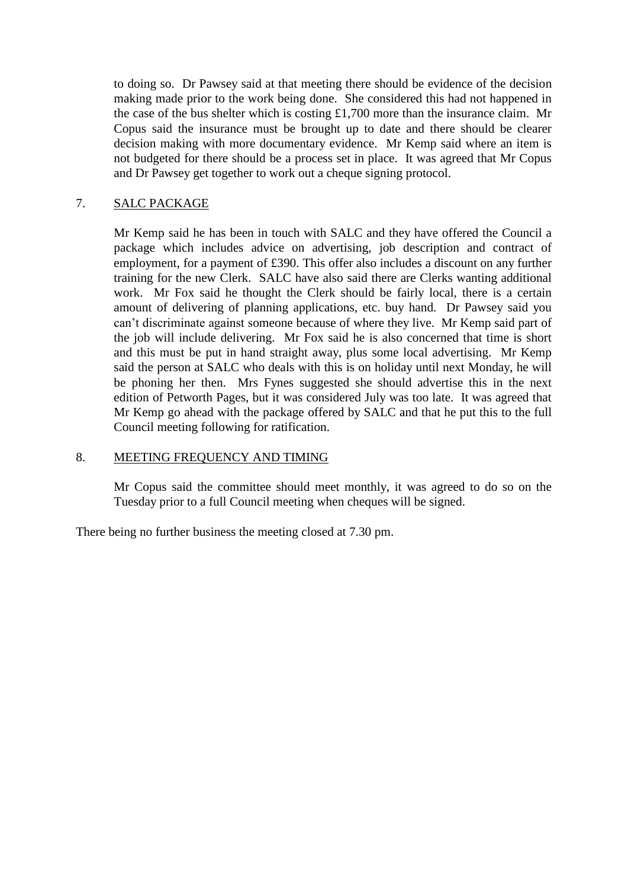to doing so. Dr Pawsey said at that meeting there should be evidence of the decision making made prior to the work being done. She considered this had not happened in the case of the bus shelter which is costing £1,700 more than the insurance claim. Mr Copus said the insurance must be brought up to date and there should be clearer decision making with more documentary evidence. Mr Kemp said where an item is not budgeted for there should be a process set in place. It was agreed that Mr Copus and Dr Pawsey get together to work out a cheque signing protocol.

7. <u>SALC PACKAGE</u>

Mr Kemp said he has been in touch with SALC and they have offered the Council a package which includes advice on advertising, job description and contract of employment, for a payment of £390. This offer also includes a discount on any further training for the new Clerk. SALC have also said there are Clerks wanting additional work. Mr Fox said he thought the Clerk should be fairly local, there is a certain amount of delivering of planning applications, etc. buy hand. Dr Pawsey said you can't discriminate against someone because of where they live. Mr Kemp said part of the job will include delivering. Mr Fox said he is also concerned that time is short and this must be put in hand straight away, plus some local advertising. Mr Kemp said the person at SALC who deals with this is on holiday until next Monday, he will be phoning her then. Mrs Fynes suggested she should advertise this in the next edition of Petworth Pages, but it was considered July was too late. It was agreed that Mr Kemp go ahead with the package offered by SALC and that he put this to the full Council meeting following for ratification.

8. <u>MEETING FREQUENCY AND TIMING</u>

Mr Copus said the committee should meet monthly, it was agreed to do so on the Tuesday prior to a full Council meeting when cheques will be signed.

There being no further business the meeting closed at 7.30 pm.